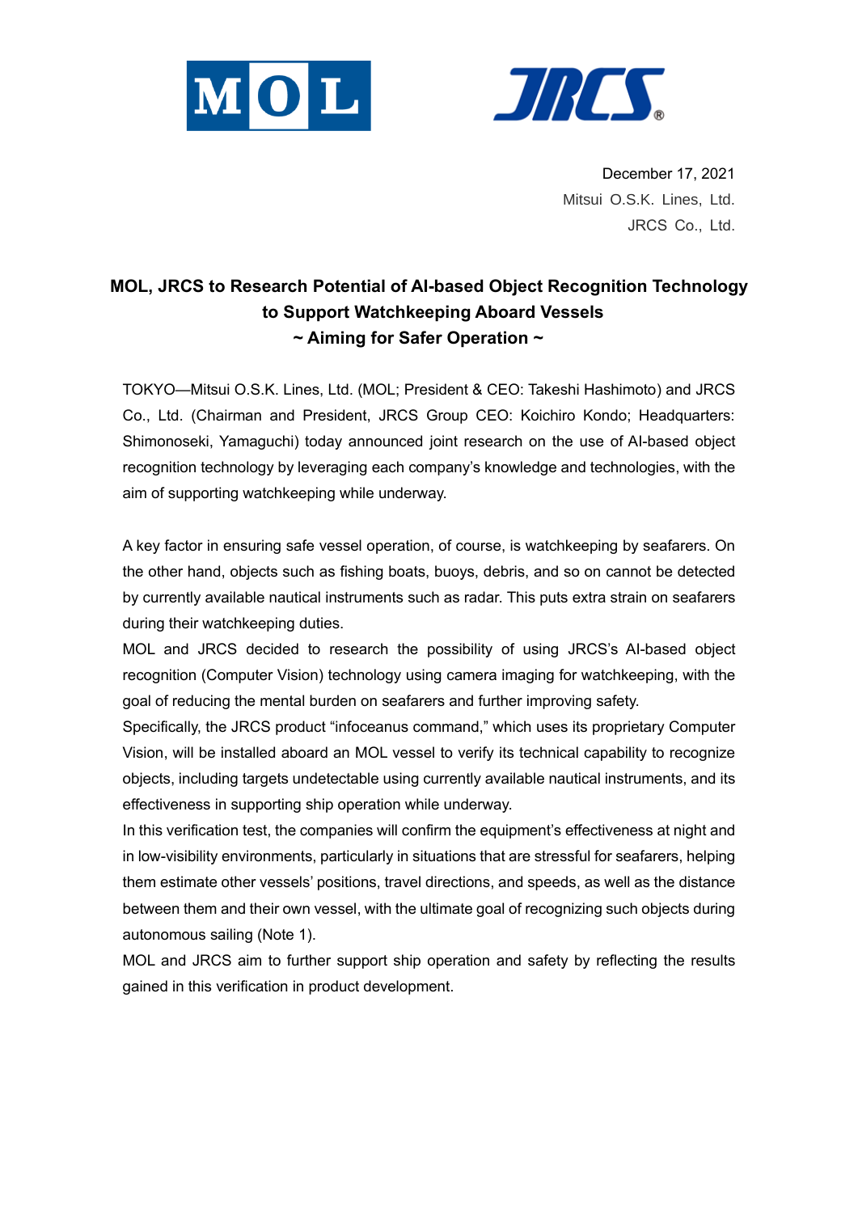MOL JRCS

December 17, 2021
Mitsui O.S.K. Lines, Ltd.
JRCS Co., Ltd.

# MOL, JRCS to Research Potential of AI-based Object Recognition Technology to Support Watchkeeping Aboard Vessels
## ~ Aiming for Safer Operation ~

TOKYO—Mitsui O.S.K. Lines, Ltd. (MOL; President & CEO: Takeshi Hashimoto) and JRCS Co., Ltd. (Chairman and President, JRCS Group CEO: Koichiro Kondo; Headquarters: Shimonoseki, Yamaguchi) today announced joint research on the use of AI-based object recognition technology by leveraging each company's knowledge and technologies, with the aim of supporting watchkeeping while underway.

A key factor in ensuring safe vessel operation, of course, is watchkeeping by seafarers. On the other hand, objects such as fishing boats, buoys, debris, and so on cannot be detected by currently available nautical instruments such as radar. This puts extra strain on seafarers during their watchkeeping duties.

MOL and JRCS decided to research the possibility of using JRCS's AI-based object recognition (Computer Vision) technology using camera imaging for watchkeeping, with the goal of reducing the mental burden on seafarers and further improving safety.

Specifically, the JRCS product "infoceanus command," which uses its proprietary Computer Vision, will be installed aboard an MOL vessel to verify its technical capability to recognize objects, including targets undetectable using currently available nautical instruments, and its effectiveness in supporting ship operation while underway.

In this verification test, the companies will confirm the equipment's effectiveness at night and in low-visibility environments, particularly in situations that are stressful for seafarers, helping them estimate other vessels' positions, travel directions, and speeds, as well as the distance between them and their own vessel, with the ultimate goal of recognizing such objects during autonomous sailing (Note 1).

MOL and JRCS aim to further support ship operation and safety by reflecting the results gained in this verification in product development.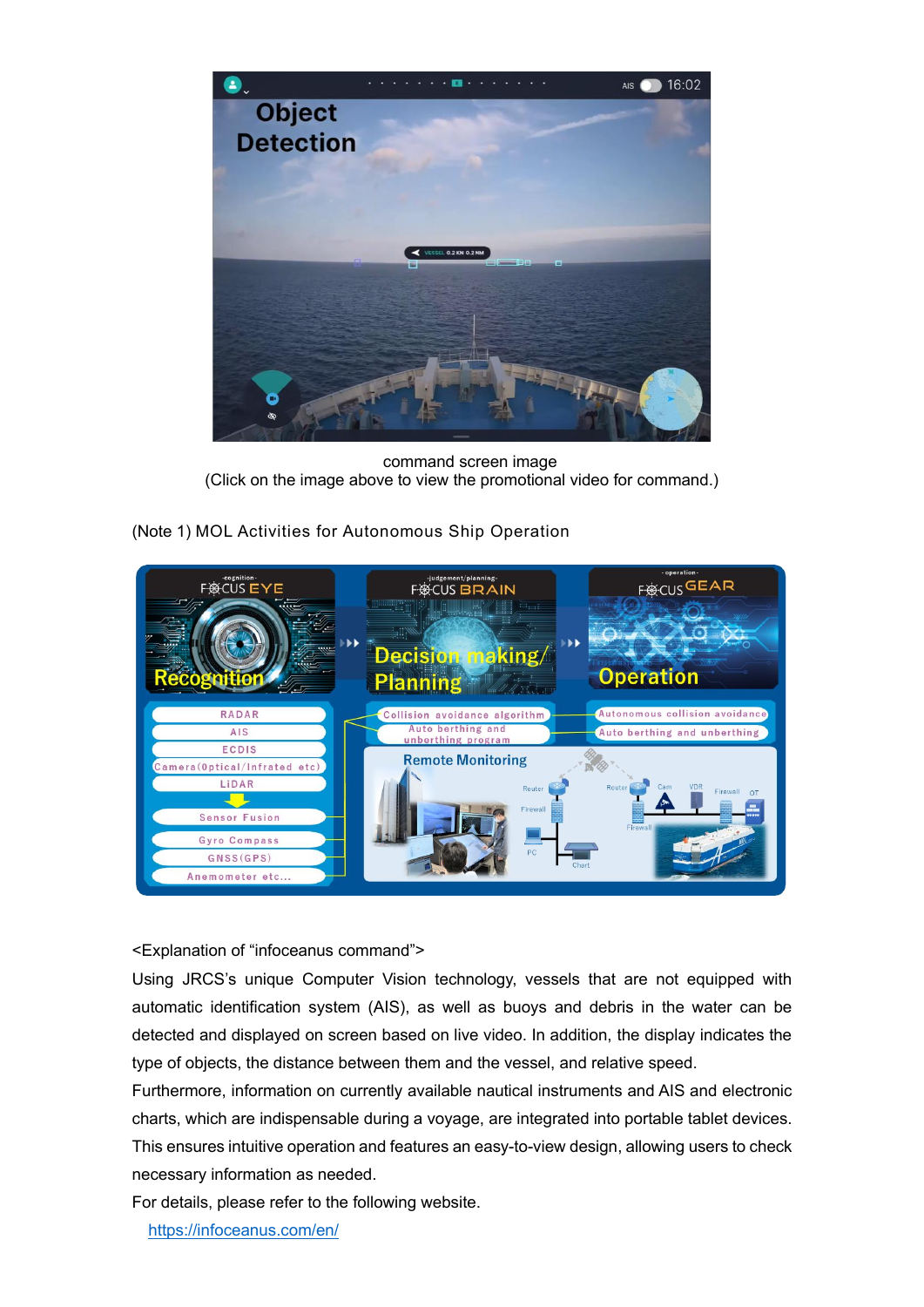command screen image
(Click on the image above to view the promotional video for command.)

(Note 1) MOL Activities for Autonomous Ship Operation

<Explanation of “infoceanus command”>

Using JRCS’s unique Computer Vision technology, vessels that are not equipped with automatic identification system (AIS), as well as buoys and debris in the water can be detected and displayed on screen based on live video. In addition, the display indicates the type of objects, the distance between them and the vessel, and relative speed.

Furthermore, information on currently available nautical instruments and AIS and electronic charts, which are indispensable during a voyage, are integrated into portable tablet devices. This ensures intuitive operation and features an easy-to-view design, allowing users to check necessary information as needed.

For details, please refer to the following website.

https://infoceanus.com/en/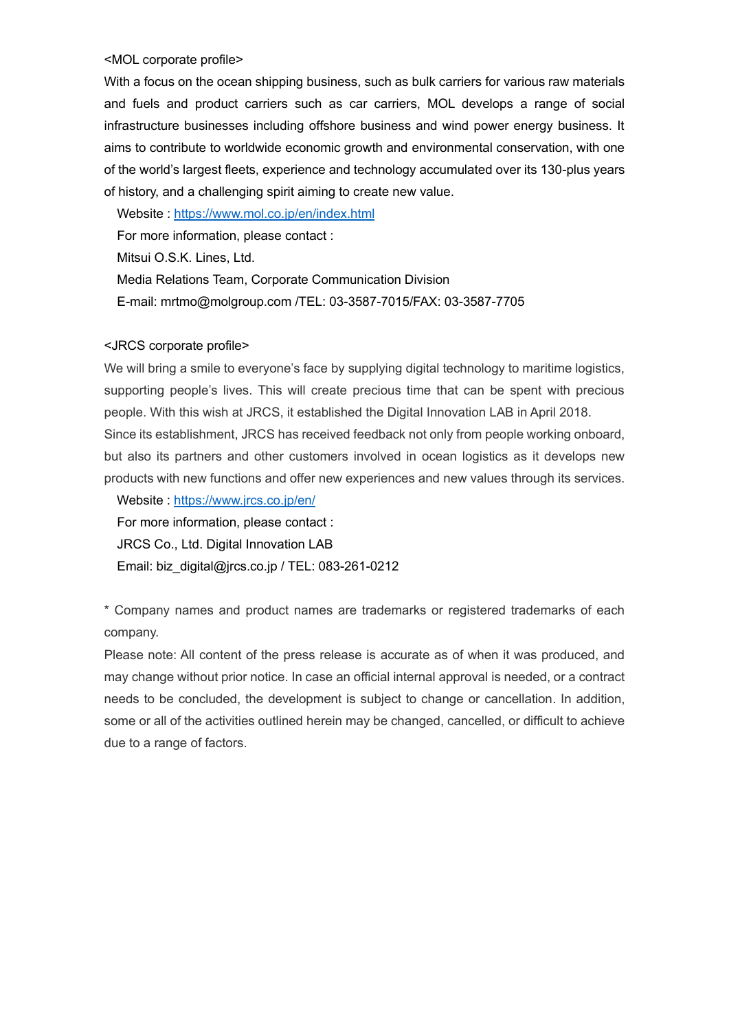<MOL corporate profile>

With a focus on the ocean shipping business, such as bulk carriers for various raw materials and fuels and product carriers such as car carriers, MOL develops a range of social infrastructure businesses including offshore business and wind power energy business. It aims to contribute to worldwide economic growth and environmental conservation, with one of the world's largest fleets, experience and technology accumulated over its 130-plus years of history, and a challenging spirit aiming to create new value.

Website : [https://www.mol.co.jp/en/index.html](https://www.mol.co.jp/en/index.html)
For more information, please contact :
Mitsui O.S.K. Lines, Ltd.
Media Relations Team, Corporate Communication Division
E-mail: mrtmo@molgroup.com /TEL: 03-3587-7015/FAX: 03-3587-7705

<JRCS corporate profile>

We will bring a smile to everyone's face by supplying digital technology to maritime logistics, supporting people's lives. This will create precious time that can be spent with precious people. With this wish at JRCS, it established the Digital Innovation LAB in April 2018.
Since its establishment, JRCS has received feedback not only from people working onboard, but also its partners and other customers involved in ocean logistics as it develops new products with new functions and offer new experiences and new values through its services.

Website : [https://www.jrcs.co.jp/en/](https://www.jrcs.co.jp/en/)
For more information, please contact :
JRCS Co., Ltd. Digital Innovation LAB
Email: biz_digital@jrcs.co.jp / TEL: 083-261-0212

* Company names and product names are trademarks or registered trademarks of each company.

Please note: All content of the press release is accurate as of when it was produced, and may change without prior notice. In case an official internal approval is needed, or a contract needs to be concluded, the development is subject to change or cancellation. In addition, some or all of the activities outlined herein may be changed, cancelled, or difficult to achieve due to a range of factors.